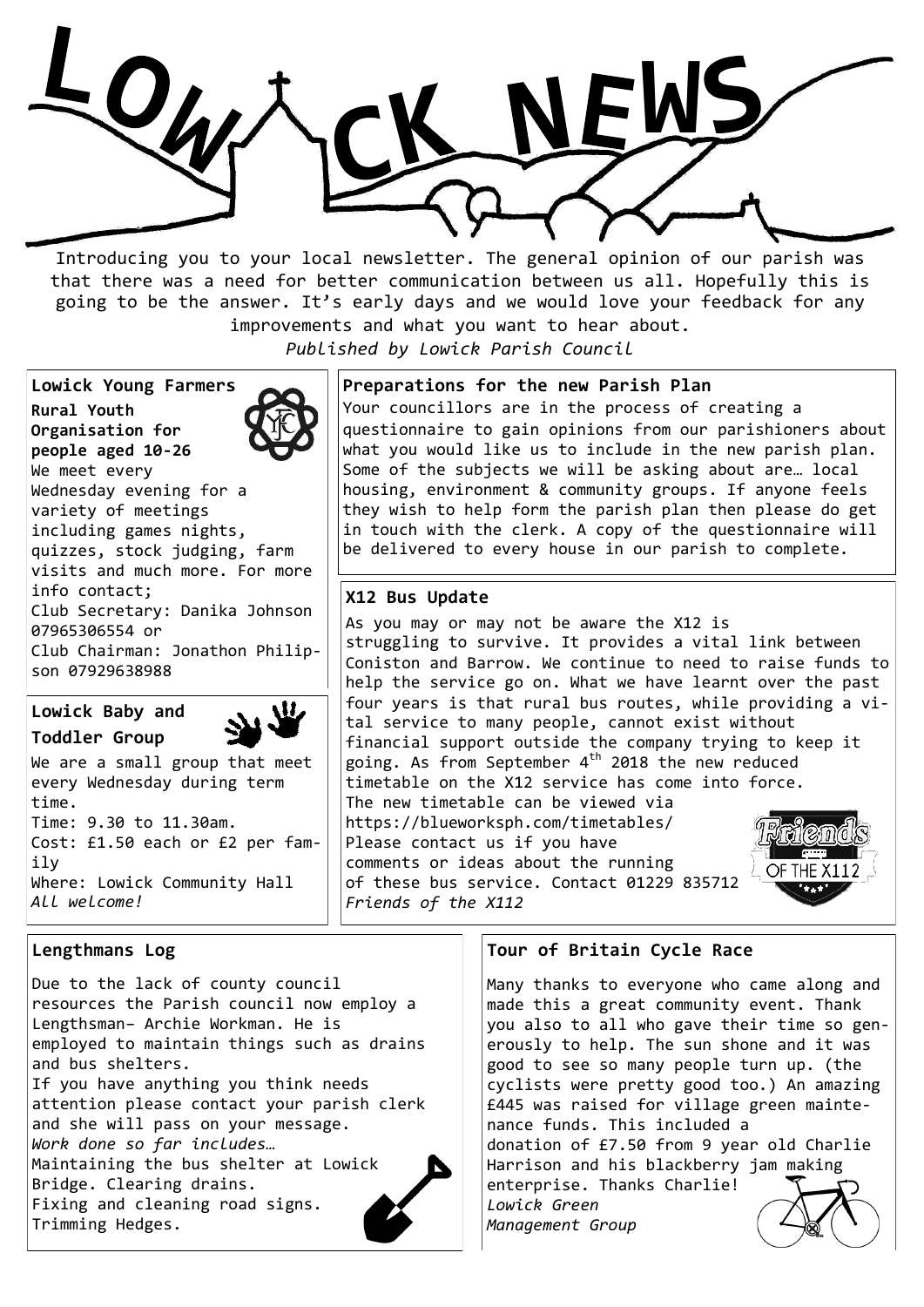# LOWICK NEWS

Introducing you to your local newsletter. The general opinion of our parish was that there was a need for better communication between us all. Hopefully this is going to be the answer. It's early days and we would love your feedback for any improvements and what you want to hear about.

*Published by Lowick Parish Council*

## Lowick Young Farmers

**Rural Youth Organisation for people aged 10-26**

We meet every Wednesday evening for a variety of meetings including games nights, quizzes, stock judging, farm visits and much more. For more info contact;

Club Secretary: Danika Johnson 07965306554 or

Club Chairman: Jonathon Philipson 07929638988

## Lowick Baby and Toddler Group

We are a small group that meet every Wednesday during term time.

Time: 9.30 to 11.30am.

Cost: £1.50 each or £2 per family

Where: Lowick Community Hall

*All welcome!*

## Preparations for the new Parish Plan

Your councillors are in the process of creating a questionnaire to gain opinions from our parishioners about what you would like us to include in the new parish plan. Some of the subjects we will be asking about are… local housing, environment & community groups. If anyone feels they wish to help form the parish plan then please do get in touch with the clerk. A copy of the questionnaire will be delivered to every house in our parish to complete.

## X12 Bus Update

As you may or may not be aware the X12 is struggling to survive. It provides a vital link between Coniston and Barrow. We continue to need to raise funds to help the service go on. What we have learnt over the past four years is that rural bus routes, while providing a vital service to many people, cannot exist without financial support outside the company trying to keep it going. As from September 4th 2018 the new reduced timetable on the X12 service has come into force. The new timetable can be viewed via https://blueworksph.com/timetables/ Please contact us if you have comments or ideas about the running of these bus service. Contact 01229 835712

*Friends of the X112*

## Lengthmans Log

Due to the lack of county council resources the Parish council now employ a Lengthsman– Archie Workman. He is employed to maintain things such as drains and bus shelters.

If you have anything you think needs attention please contact your parish clerk and she will pass on your message.

*Work done so far includes…*

Maintaining the bus shelter at Lowick Bridge. Clearing drains.

Fixing and cleaning road signs.

Trimming Hedges.

## Tour of Britain Cycle Race

Many thanks to everyone who came along and made this a great community event. Thank you also to all who gave their time so generously to help. The sun shone and it was good to see so many people turn up. (the cyclists were pretty good too.) An amazing £445 was raised for village green maintenance funds. This included a donation of £7.50 from 9 year old Charlie Harrison and his blackberry jam making enterprise. Thanks Charlie!

*Lowick Green Management Group*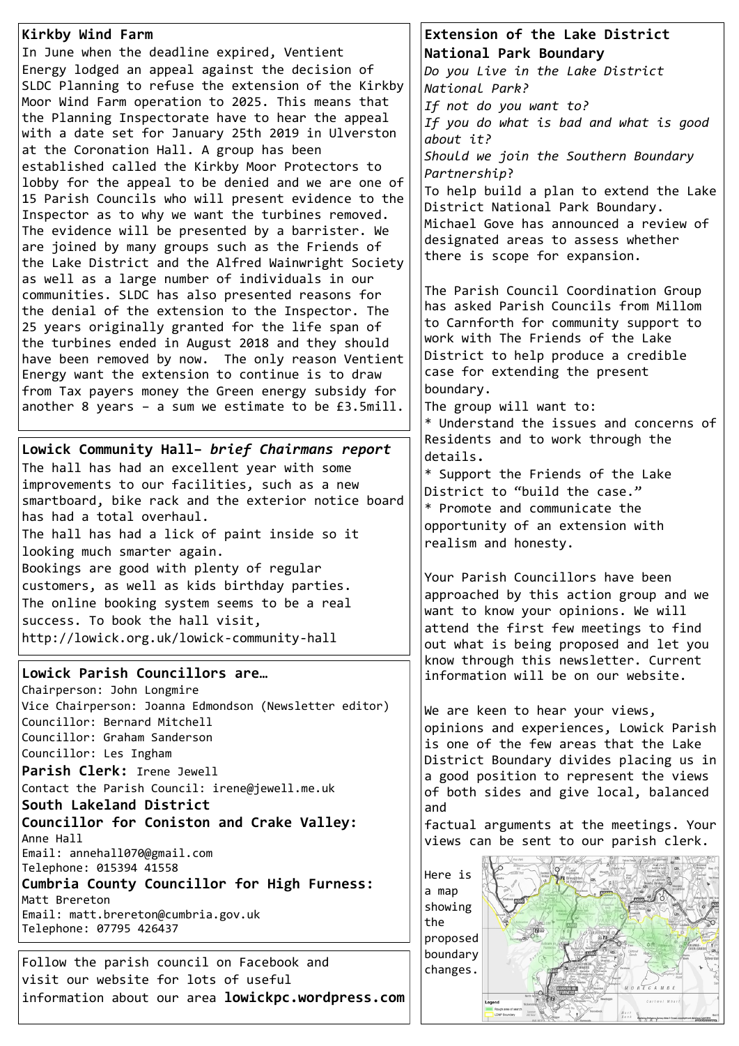## Kirkby Wind Farm

In June when the deadline expired, Ventient Energy lodged an appeal against the decision of SLDC Planning to refuse the extension of the Kirkby Moor Wind Farm operation to 2025. This means that the Planning Inspectorate have to hear the appeal with a date set for January 25th 2019 in Ulverston at the Coronation Hall. A group has been established called the Kirkby Moor Protectors to lobby for the appeal to be denied and we are one of 15 Parish Councils who will present evidence to the Inspector as to why we want the turbines removed. The evidence will be presented by a barrister. We are joined by many groups such as the Friends of the Lake District and the Alfred Wainwright Society as well as a large number of individuals in our communities. SLDC has also presented reasons for the denial of the extension to the Inspector. The 25 years originally granted for the life span of the turbines ended in August 2018 and they should have been removed by now. The only reason Ventient Energy want the extension to continue is to draw from Tax payers money the Green energy subsidy for another 8 years – a sum we estimate to be £3.5mill.

## Lowick Community Hall– *brief Chairmans report*

The hall has had an excellent year with some improvements to our facilities, such as a new smartboard, bike rack and the exterior notice board has had a total overhaul.

The hall has had a lick of paint inside so it looking much smarter again.

Bookings are good with plenty of regular customers, as well as kids birthday parties. The online booking system seems to be a real success. To book the hall visit, http://lowick.org.uk/lowick-community-hall

## Lowick Parish Councillors are…

Chairperson: John Longmire
Vice Chairperson: Joanna Edmondson (Newsletter editor)
Councillor: Bernard Mitchell
Councillor: Graham Sanderson
Councillor: Les Ingham

**Parish Clerk:** Irene Jewell
Contact the Parish Council: irene@jewell.me.uk

**South Lakeland District Councillor for Coniston and Crake Valley:**
Anne Hall
Email: annehall070@gmail.com
Telephone: 015394 41558

**Cumbria County Councillor for High Furness:**
Matt Brereton
Email: matt.brereton@cumbria.gov.uk
Telephone: 07795 426437

Follow the parish council on Facebook and visit our website for lots of useful information about our area **lowickpc.wordpress.com**

## Extension of the Lake District National Park Boundary

*Do you Live in the Lake District National Park?*
*If not do you want to?*
*If you do what is bad and what is good about it?*
*Should we join the Southern Boundary Partnership*?

To help build a plan to extend the Lake District National Park Boundary. Michael Gove has announced a review of designated areas to assess whether there is scope for expansion.

The Parish Council Coordination Group has asked Parish Councils from Millom to Carnforth for community support to work with The Friends of the Lake District to help produce a credible case for extending the present boundary.

The group will want to:

* Understand the issues and concerns of Residents and to work through the details.
* Support the Friends of the Lake District to "build the case."
* Promote and communicate the opportunity of an extension with realism and honesty.

Your Parish Councillors have been approached by this action group and we want to know your opinions. We will attend the first few meetings to find out what is being proposed and let you know through this newsletter. Current information will be on our website.

We are keen to hear your views, opinions and experiences, Lowick Parish is one of the few areas that the Lake District Boundary divides placing us in a good position to represent the views of both sides and give local, balanced and factual arguments at the meetings. Your views can be sent to our parish clerk.

Here is a map showing the proposed boundary changes.